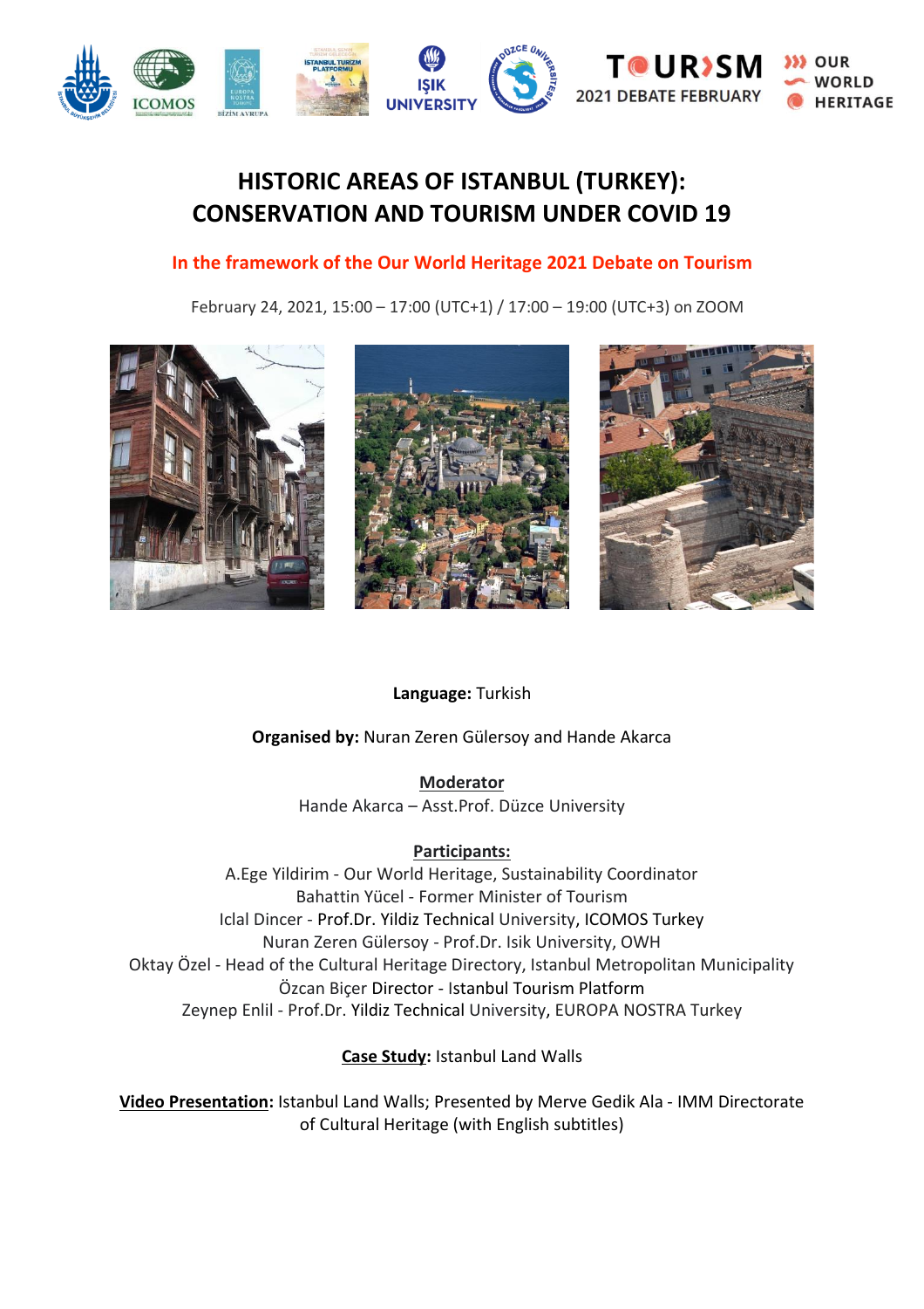# HISTORIC AREAS OF ISTANBUL (TURKEY): CONSERVATION AND TOURISM UNDER COVID 19

**In the framework of the Our World Heritage 2021 Debate on Tourism**

February 24, 2021, 15:00 – 17:00 (UTC+1) / 17:00 – 19:00 (UTC+3) on ZOOM

**Language:** Turkish

**Organised by:** Nuran Zeren Gülersoy and Hande Akarca

**Moderator**

Hande Akarca – Asst.Prof. Düzce University

**Participants:**

A.Ege Yildirim - Our World Heritage, Sustainability Coordinator
Bahattin Yücel - Former Minister of Tourism
Iclal Dincer - Prof.Dr. Yildiz Technical University, ICOMOS Turkey
Nuran Zeren Gülersoy - Prof.Dr. Isik University, OWH
Oktay Özel - Head of the Cultural Heritage Directory, Istanbul Metropolitan Municipality
Özcan Biçer Director - Istanbul Tourism Platform
Zeynep Enlil - Prof.Dr. Yildiz Technical University, EUROPA NOSTRA Turkey

**Case Study:** Istanbul Land Walls

**Video Presentation:** Istanbul Land Walls; Presented by Merve Gedik Ala - IMM Directorate of Cultural Heritage (with English subtitles)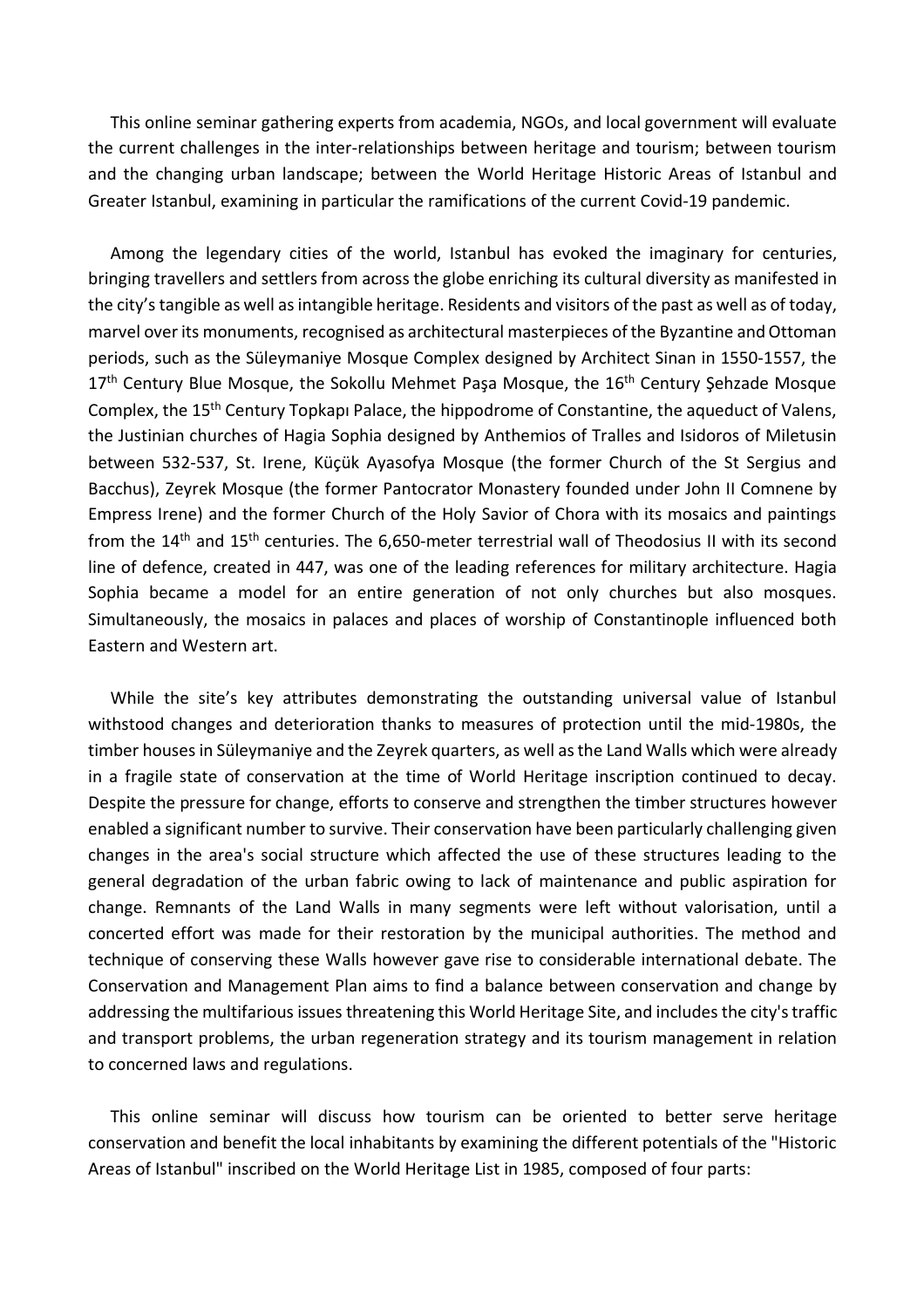This online seminar gathering experts from academia, NGOs, and local government will evaluate the current challenges in the inter-relationships between heritage and tourism; between tourism and the changing urban landscape; between the World Heritage Historic Areas of Istanbul and Greater Istanbul, examining in particular the ramifications of the current Covid-19 pandemic.

Among the legendary cities of the world, Istanbul has evoked the imaginary for centuries, bringing travellers and settlers from across the globe enriching its cultural diversity as manifested in the city's tangible as well as intangible heritage. Residents and visitors of the past as well as of today, marvel over its monuments, recognised as architectural masterpieces of the Byzantine and Ottoman periods, such as the Süleymaniye Mosque Complex designed by Architect Sinan in 1550-1557, the 17th Century Blue Mosque, the Sokollu Mehmet Paşa Mosque, the 16th Century Şehzade Mosque Complex, the 15th Century Topkapı Palace, the hippodrome of Constantine, the aqueduct of Valens, the Justinian churches of Hagia Sophia designed by Anthemios of Tralles and Isidoros of Miletusin between 532-537, St. Irene, Küçük Ayasofya Mosque (the former Church of the St Sergius and Bacchus), Zeyrek Mosque (the former Pantocrator Monastery founded under John II Comnene by Empress Irene) and the former Church of the Holy Savior of Chora with its mosaics and paintings from the 14th and 15th centuries. The 6,650-meter terrestrial wall of Theodosius II with its second line of defence, created in 447, was one of the leading references for military architecture. Hagia Sophia became a model for an entire generation of not only churches but also mosques. Simultaneously, the mosaics in palaces and places of worship of Constantinople influenced both Eastern and Western art.

While the site's key attributes demonstrating the outstanding universal value of Istanbul withstood changes and deterioration thanks to measures of protection until the mid-1980s, the timber houses in Süleymaniye and the Zeyrek quarters, as well as the Land Walls which were already in a fragile state of conservation at the time of World Heritage inscription continued to decay. Despite the pressure for change, efforts to conserve and strengthen the timber structures however enabled a significant number to survive. Their conservation have been particularly challenging given changes in the area's social structure which affected the use of these structures leading to the general degradation of the urban fabric owing to lack of maintenance and public aspiration for change. Remnants of the Land Walls in many segments were left without valorisation, until a concerted effort was made for their restoration by the municipal authorities. The method and technique of conserving these Walls however gave rise to considerable international debate. The Conservation and Management Plan aims to find a balance between conservation and change by addressing the multifarious issues threatening this World Heritage Site, and includes the city's traffic and transport problems, the urban regeneration strategy and its tourism management in relation to concerned laws and regulations.

This online seminar will discuss how tourism can be oriented to better serve heritage conservation and benefit the local inhabitants by examining the different potentials of the "Historic Areas of Istanbul" inscribed on the World Heritage List in 1985, composed of four parts: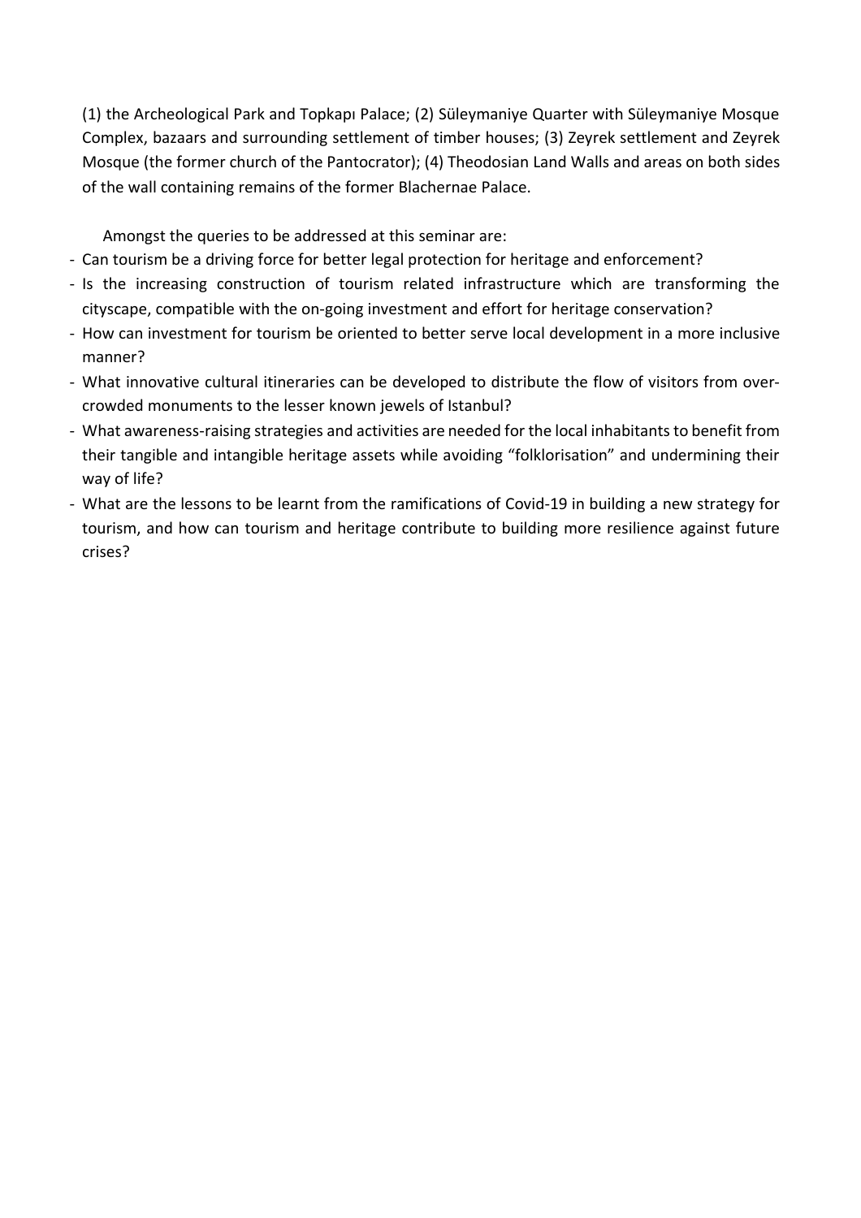(1) the Archeological Park and Topkapı Palace; (2) Süleymaniye Quarter with Süleymaniye Mosque Complex, bazaars and surrounding settlement of timber houses; (3) Zeyrek settlement and Zeyrek Mosque (the former church of the Pantocrator); (4) Theodosian Land Walls and areas on both sides of the wall containing remains of the former Blachernae Palace.

Amongst the queries to be addressed at this seminar are:

- Can tourism be a driving force for better legal protection for heritage and enforcement?
- Is the increasing construction of tourism related infrastructure which are transforming the cityscape, compatible with the on-going investment and effort for heritage conservation?
- How can investment for tourism be oriented to better serve local development in a more inclusive manner?
- What innovative cultural itineraries can be developed to distribute the flow of visitors from over-crowded monuments to the lesser known jewels of Istanbul?
- What awareness-raising strategies and activities are needed for the local inhabitants to benefit from their tangible and intangible heritage assets while avoiding "folklorisation" and undermining their way of life?
- What are the lessons to be learnt from the ramifications of Covid-19 in building a new strategy for tourism, and how can tourism and heritage contribute to building more resilience against future crises?